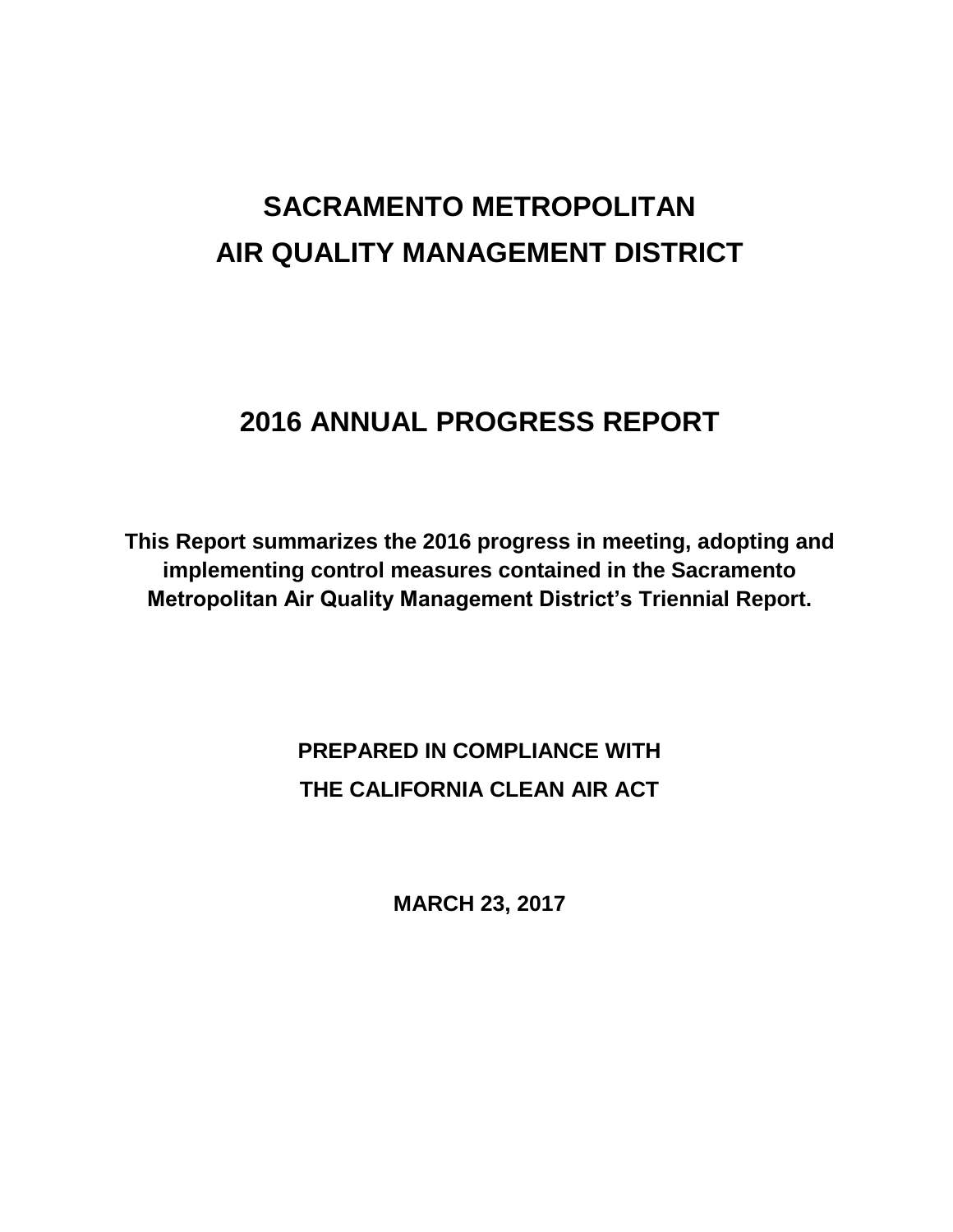# SACRAMENTO METROPOLITAN AIR QUALITY MANAGEMENT DISTRICT

## 2016 ANNUAL PROGRESS REPORT

**This Report summarizes the 2016 progress in meeting, adopting and implementing control measures contained in the Sacramento Metropolitan Air Quality Management District's Triennial Report.**

**PREPARED IN COMPLIANCE WITH**
**THE CALIFORNIA CLEAN AIR ACT**

**MARCH 23, 2017**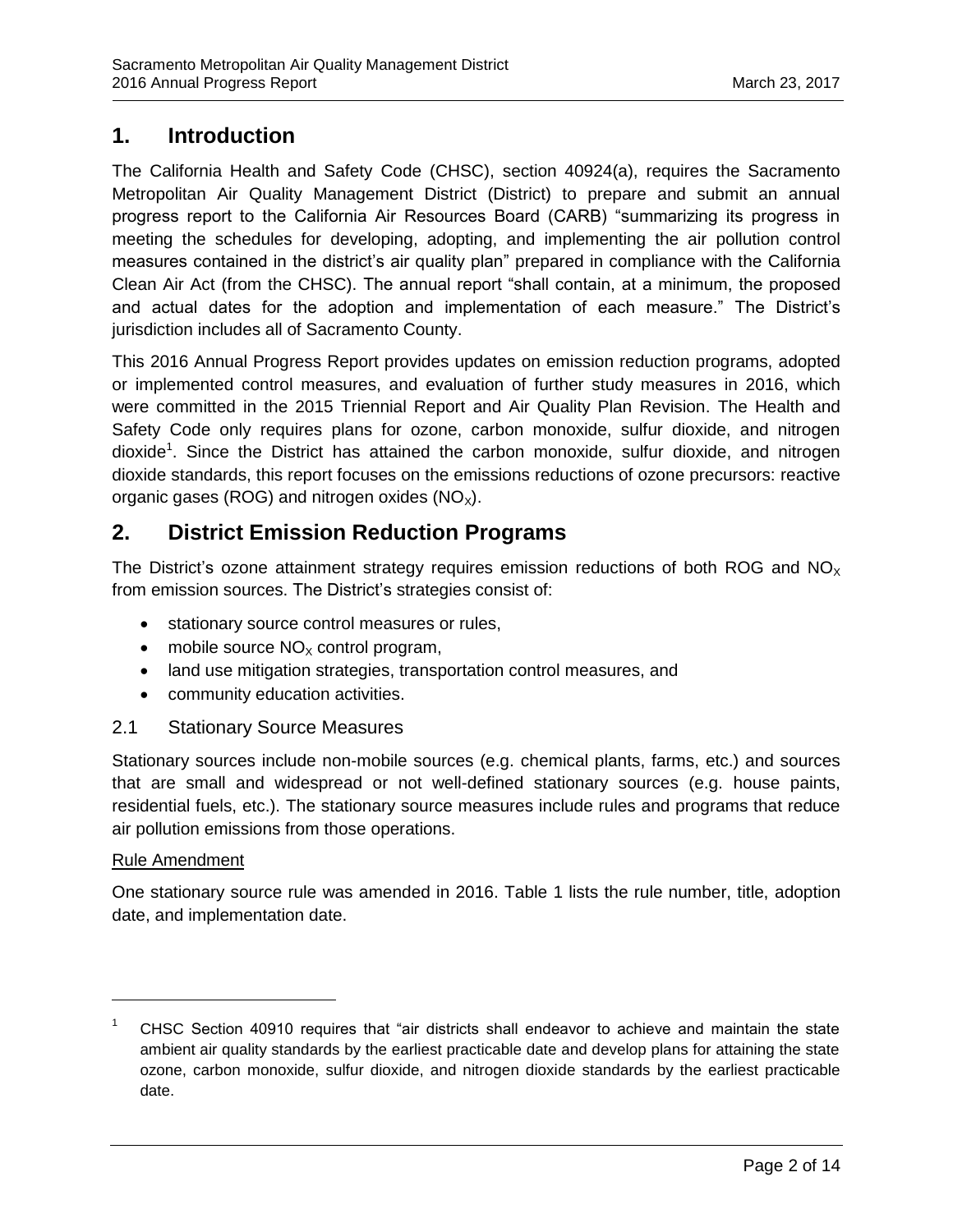## 1. Introduction

The California Health and Safety Code (CHSC), section 40924(a), requires the Sacramento Metropolitan Air Quality Management District (District) to prepare and submit an annual progress report to the California Air Resources Board (CARB) "summarizing its progress in meeting the schedules for developing, adopting, and implementing the air pollution control measures contained in the district's air quality plan" prepared in compliance with the California Clean Air Act (from the CHSC). The annual report "shall contain, at a minimum, the proposed and actual dates for the adoption and implementation of each measure." The District's jurisdiction includes all of Sacramento County.

This 2016 Annual Progress Report provides updates on emission reduction programs, adopted or implemented control measures, and evaluation of further study measures in 2016, which were committed in the 2015 Triennial Report and Air Quality Plan Revision. The Health and Safety Code only requires plans for ozone, carbon monoxide, sulfur dioxide, and nitrogen dioxide[1]. Since the District has attained the carbon monoxide, sulfur dioxide, and nitrogen dioxide standards, this report focuses on the emissions reductions of ozone precursors: reactive organic gases (ROG) and nitrogen oxides ($NO_X$).

## 2. District Emission Reduction Programs

The District's ozone attainment strategy requires emission reductions of both ROG and $NO_X$ from emission sources. The District's strategies consist of:

- stationary source control measures or rules,
- mobile source $NO_X$ control program,
- land use mitigation strategies, transportation control measures, and
- community education activities.

### 2.1 Stationary Source Measures

Stationary sources include non-mobile sources (e.g. chemical plants, farms, etc.) and sources that are small and widespread or not well-defined stationary sources (e.g. house paints, residential fuels, etc.). The stationary source measures include rules and programs that reduce air pollution emissions from those operations.

Rule Amendment

One stationary source rule was amended in 2016. Table 1 lists the rule number, title, adoption date, and implementation date.

[1] CHSC Section 40910 requires that "air districts shall endeavor to achieve and maintain the state ambient air quality standards by the earliest practicable date and develop plans for attaining the state ozone, carbon monoxide, sulfur dioxide, and nitrogen dioxide standards by the earliest practicable date.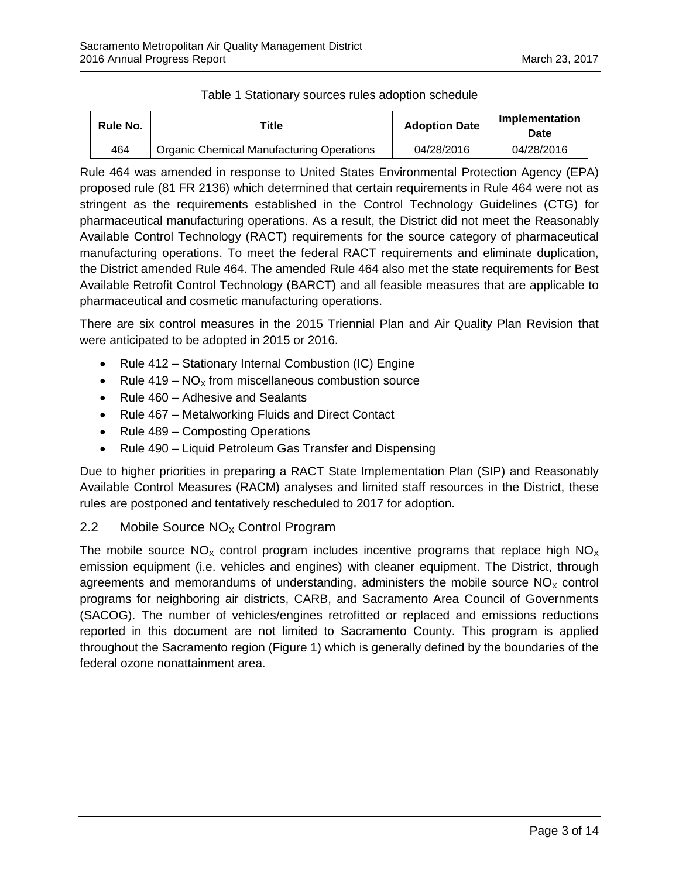Table 1 Stationary sources rules adoption schedule

| Rule No. | Title | Adoption Date | Implementation Date |
|---|---|---|---|
| 464 | Organic Chemical Manufacturing Operations | 04/28/2016 | 04/28/2016 |

Rule 464 was amended in response to United States Environmental Protection Agency (EPA) proposed rule (81 FR 2136) which determined that certain requirements in Rule 464 were not as stringent as the requirements established in the Control Technology Guidelines (CTG) for pharmaceutical manufacturing operations. As a result, the District did not meet the Reasonably Available Control Technology (RACT) requirements for the source category of pharmaceutical manufacturing operations. To meet the federal RACT requirements and eliminate duplication, the District amended Rule 464. The amended Rule 464 also met the state requirements for Best Available Retrofit Control Technology (BARCT) and all feasible measures that are applicable to pharmaceutical and cosmetic manufacturing operations.

There are six control measures in the 2015 Triennial Plan and Air Quality Plan Revision that were anticipated to be adopted in 2015 or 2016.

- Rule 412 – Stationary Internal Combustion (IC) Engine
- Rule 419 – $NO_X$ from miscellaneous combustion source
- Rule 460 – Adhesive and Sealants
- Rule 467 – Metalworking Fluids and Direct Contact
- Rule 489 – Composting Operations
- Rule 490 – Liquid Petroleum Gas Transfer and Dispensing

Due to higher priorities in preparing a RACT State Implementation Plan (SIP) and Reasonably Available Control Measures (RACM) analyses and limited staff resources in the District, these rules are postponed and tentatively rescheduled to 2017 for adoption.

## 2.2 Mobile Source $NO_X$ Control Program

The mobile source $NO_X$ control program includes incentive programs that replace high $NO_X$ emission equipment (i.e. vehicles and engines) with cleaner equipment. The District, through agreements and memorandums of understanding, administers the mobile source $NO_X$ control programs for neighboring air districts, CARB, and Sacramento Area Council of Governments (SACOG). The number of vehicles/engines retrofitted or replaced and emissions reductions reported in this document are not limited to Sacramento County. This program is applied throughout the Sacramento region (Figure 1) which is generally defined by the boundaries of the federal ozone nonattainment area.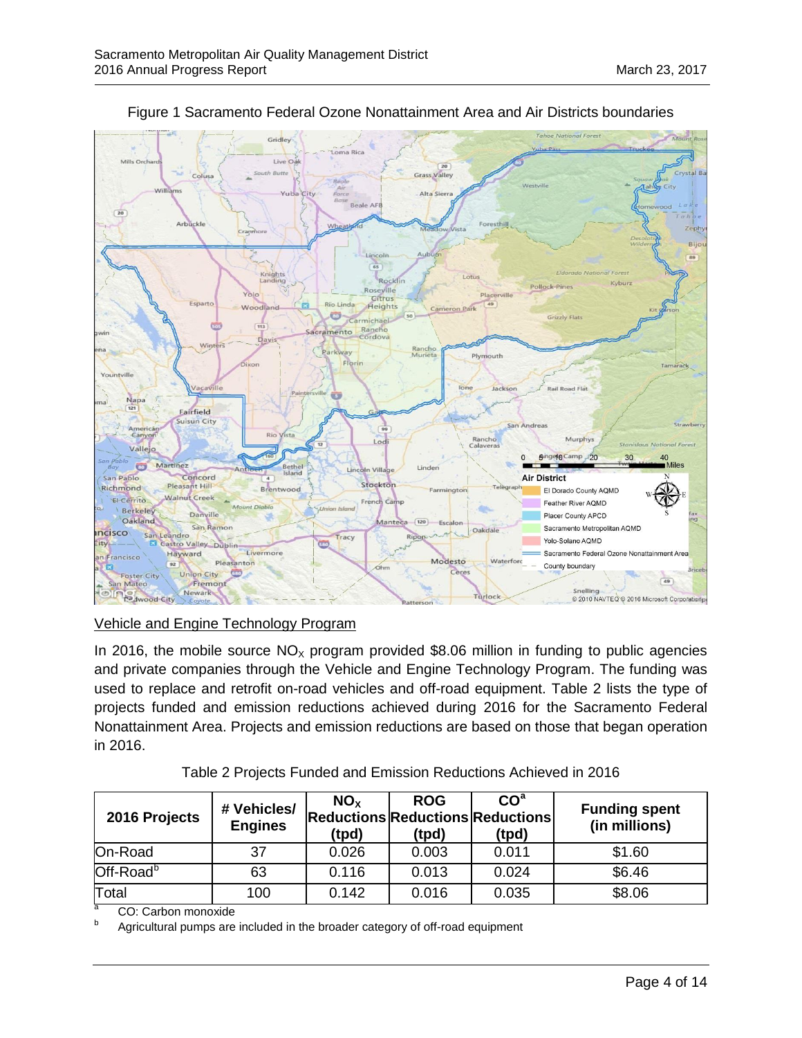Figure 1 Sacramento Federal Ozone Nonattainment Area and Air Districts boundaries

Vehicle and Engine Technology Program

In 2016, the mobile source $NO_x$ program provided $8.06 million in funding to public agencies and private companies through the Vehicle and Engine Technology Program. The funding was used to replace and retrofit on-road vehicles and off-road equipment. Table 2 lists the type of projects funded and emission reductions achieved during 2016 for the Sacramento Federal Nonattainment Area. Projects and emission reductions are based on those that began operation in 2016.

Table 2 Projects Funded and Emission Reductions Achieved in 2016

| 2016 Projects | # Vehicles/ Engines | $NO_X$ Reductions (tpd) | ROG Reductions (tpd) | CO[a] Reductions (tpd) | Funding spent (in millions) |
|---|---|---|---|---|---|
| On-Road | 37 | 0.026 | 0.003 | 0.011 | $1.60 |
| Off-Road[b] | 63 | 0.116 | 0.013 | 0.024 | $6.46 |
| Total | 100 | 0.142 | 0.016 | 0.035 | $8.06 |

[a] CO: Carbon monoxide

[b] Agricultural pumps are included in the broader category of off-road equipment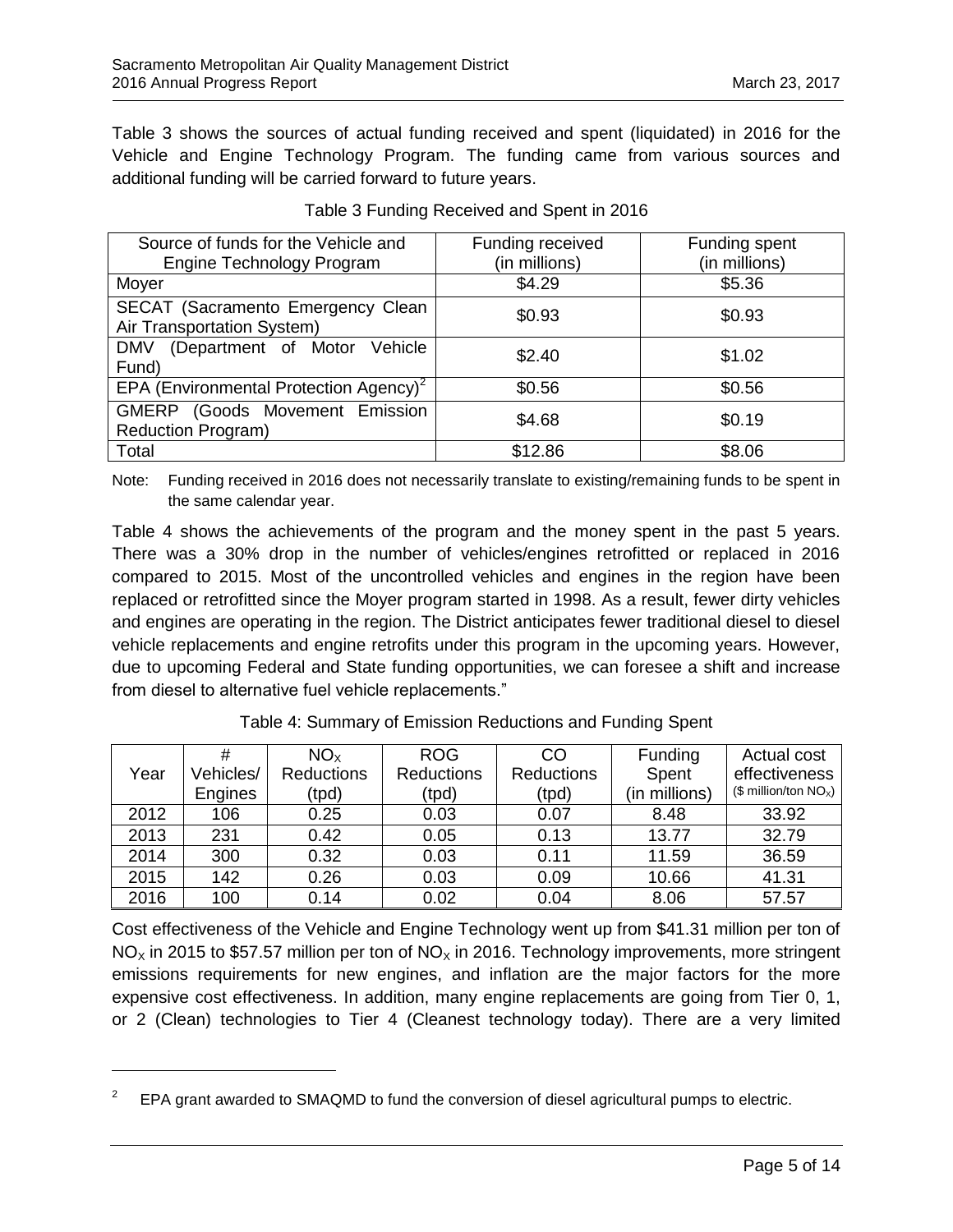Table 3 shows the sources of actual funding received and spent (liquidated) in 2016 for the Vehicle and Engine Technology Program. The funding came from various sources and additional funding will be carried forward to future years.

Table 3 Funding Received and Spent in 2016

| Source of funds for the Vehicle and Engine Technology Program | Funding received (in millions) | Funding spent (in millions) |
|---|---|---|
| Moyer | \$4.29 | \$5.36 |
| SECAT (Sacramento Emergency Clean Air Transportation System) | \$0.93 | \$0.93 |
| DMV (Department of Motor Vehicle Fund) | \$2.40 | \$1.02 |
| EPA (Environmental Protection Agency)[2] | \$0.56 | \$0.56 |
| GMERP (Goods Movement Emission Reduction Program) | \$4.68 | \$0.19 |
| Total | \$12.86 | \$8.06 |

Note: Funding received in 2016 does not necessarily translate to existing/remaining funds to be spent in the same calendar year.

Table 4 shows the achievements of the program and the money spent in the past 5 years. There was a 30% drop in the number of vehicles/engines retrofitted or replaced in 2016 compared to 2015. Most of the uncontrolled vehicles and engines in the region have been replaced or retrofitted since the Moyer program started in 1998. As a result, fewer dirty vehicles and engines are operating in the region. The District anticipates fewer traditional diesel to diesel vehicle replacements and engine retrofits under this program in the upcoming years. However, due to upcoming Federal and State funding opportunities, we can foresee a shift and increase from diesel to alternative fuel vehicle replacements."

Table 4: Summary of Emission Reductions and Funding Spent

| Year | # Vehicles/ Engines | $NO_X$ Reductions (tpd) | ROG Reductions (tpd) | CO Reductions (tpd) | Funding Spent (in millions) | Actual cost effectiveness (\$ million/ton $NO_X$) |
|---|---|---|---|---|---|---|
| 2012 | 106 | 0.25 | 0.03 | 0.07 | 8.48 | 33.92 |
| 2013 | 231 | 0.42 | 0.05 | 0.13 | 13.77 | 32.79 |
| 2014 | 300 | 0.32 | 0.03 | 0.11 | 11.59 | 36.59 |
| 2015 | 142 | 0.26 | 0.03 | 0.09 | 10.66 | 41.31 |
| 2016 | 100 | 0.14 | 0.02 | 0.04 | 8.06 | 57.57 |

Cost effectiveness of the Vehicle and Engine Technology went up from \$41.31 million per ton of $NO_X$ in 2015 to \$57.57 million per ton of $NO_X$ in 2016. Technology improvements, more stringent emissions requirements for new engines, and inflation are the major factors for the more expensive cost effectiveness. In addition, many engine replacements are going from Tier 0, 1, or 2 (Clean) technologies to Tier 4 (Cleanest technology today). There are a very limited

[2] EPA grant awarded to SMAQMD to fund the conversion of diesel agricultural pumps to electric.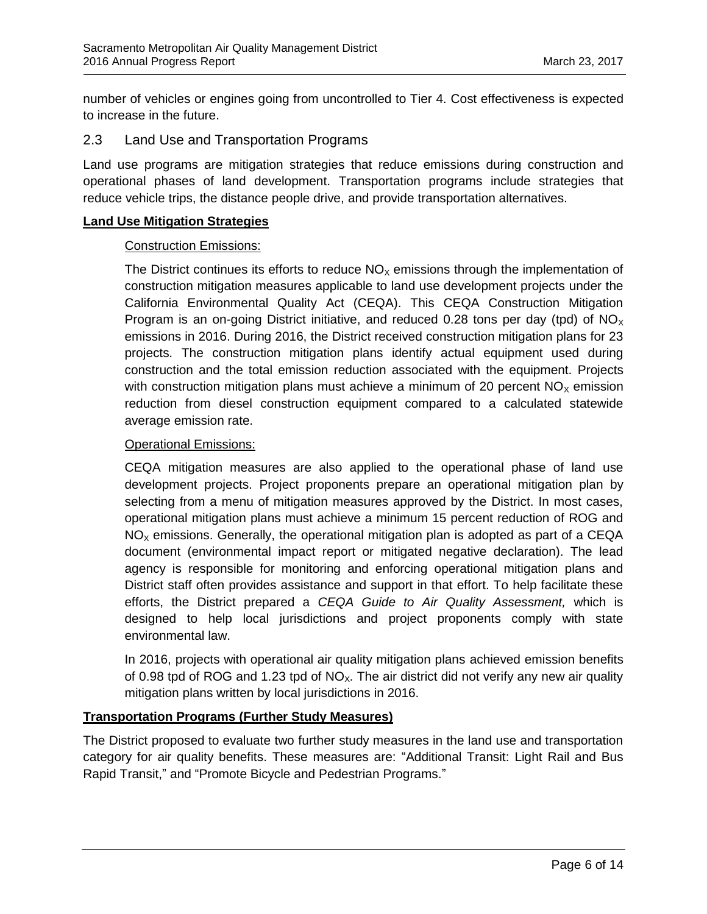number of vehicles or engines going from uncontrolled to Tier 4. Cost effectiveness is expected to increase in the future.

## 2.3 Land Use and Transportation Programs

Land use programs are mitigation strategies that reduce emissions during construction and operational phases of land development. Transportation programs include strategies that reduce vehicle trips, the distance people drive, and provide transportation alternatives.

**Land Use Mitigation Strategies**

Construction Emissions:

The District continues its efforts to reduce $NO_X$ emissions through the implementation of construction mitigation measures applicable to land use development projects under the California Environmental Quality Act (CEQA). This CEQA Construction Mitigation Program is an on-going District initiative, and reduced 0.28 tons per day (tpd) of $NO_X$ emissions in 2016. During 2016, the District received construction mitigation plans for 23 projects. The construction mitigation plans identify actual equipment used during construction and the total emission reduction associated with the equipment. Projects with construction mitigation plans must achieve a minimum of 20 percent $NO_X$ emission reduction from diesel construction equipment compared to a calculated statewide average emission rate.

Operational Emissions:

CEQA mitigation measures are also applied to the operational phase of land use development projects. Project proponents prepare an operational mitigation plan by selecting from a menu of mitigation measures approved by the District. In most cases, operational mitigation plans must achieve a minimum 15 percent reduction of ROG and $NO_X$ emissions. Generally, the operational mitigation plan is adopted as part of a CEQA document (environmental impact report or mitigated negative declaration). The lead agency is responsible for monitoring and enforcing operational mitigation plans and District staff often provides assistance and support in that effort. To help facilitate these efforts, the District prepared a *CEQA Guide to Air Quality Assessment,* which is designed to help local jurisdictions and project proponents comply with state environmental law.

In 2016, projects with operational air quality mitigation plans achieved emission benefits of 0.98 tpd of ROG and 1.23 tpd of $NO_X$. The air district did not verify any new air quality mitigation plans written by local jurisdictions in 2016.

**Transportation Programs (Further Study Measures)**

The District proposed to evaluate two further study measures in the land use and transportation category for air quality benefits. These measures are: "Additional Transit: Light Rail and Bus Rapid Transit," and "Promote Bicycle and Pedestrian Programs."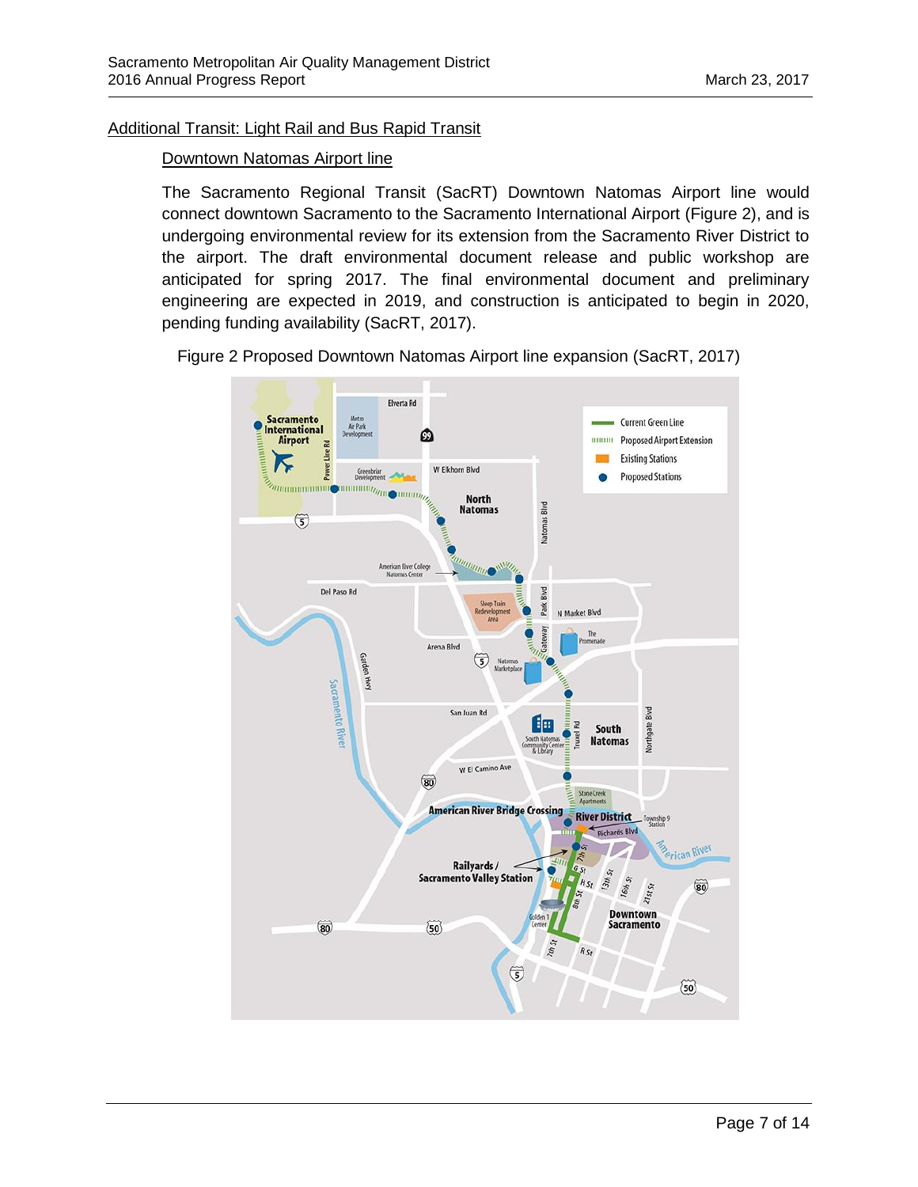## Additional Transit: Light Rail and Bus Rapid Transit

### Downtown Natomas Airport line

The Sacramento Regional Transit (SacRT) Downtown Natomas Airport line would connect downtown Sacramento to the Sacramento International Airport (Figure 2), and is undergoing environmental review for its extension from the Sacramento River District to the airport. The draft environmental document release and public workshop are anticipated for spring 2017. The final environmental document and preliminary engineering are expected in 2019, and construction is anticipated to begin in 2020, pending funding availability (SacRT, 2017).

Figure 2 Proposed Downtown Natomas Airport line expansion (SacRT, 2017)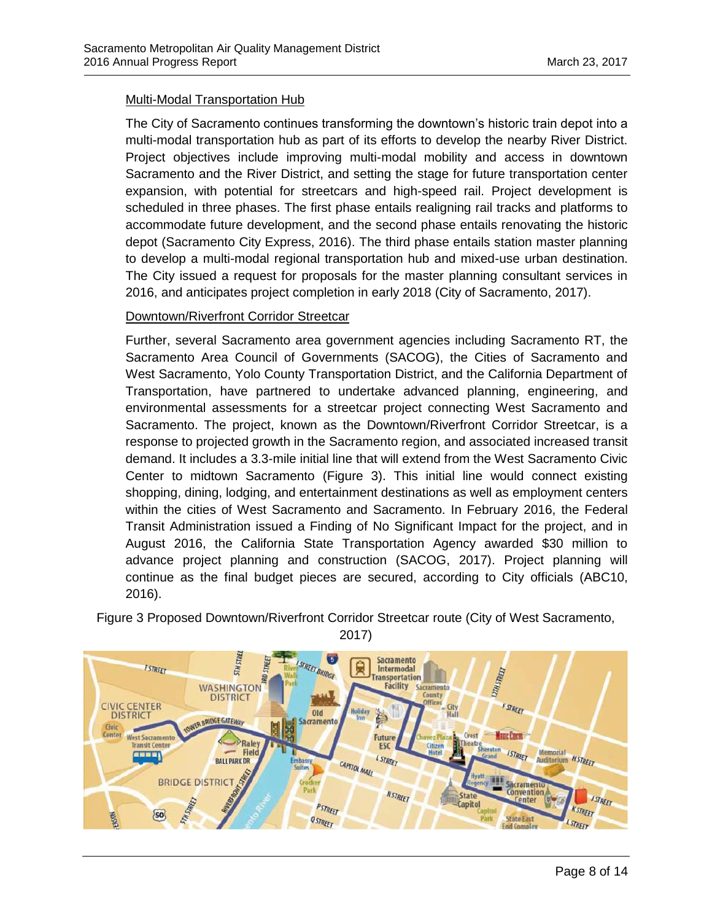### Multi-Modal Transportation Hub

The City of Sacramento continues transforming the downtown's historic train depot into a multi-modal transportation hub as part of its efforts to develop the nearby River District. Project objectives include improving multi-modal mobility and access in downtown Sacramento and the River District, and setting the stage for future transportation center expansion, with potential for streetcars and high-speed rail. Project development is scheduled in three phases. The first phase entails realigning rail tracks and platforms to accommodate future development, and the second phase entails renovating the historic depot (Sacramento City Express, 2016). The third phase entails station master planning to develop a multi-modal regional transportation hub and mixed-use urban destination. The City issued a request for proposals for the master planning consultant services in 2016, and anticipates project completion in early 2018 (City of Sacramento, 2017).

### Downtown/Riverfront Corridor Streetcar

Further, several Sacramento area government agencies including Sacramento RT, the Sacramento Area Council of Governments (SACOG), the Cities of Sacramento and West Sacramento, Yolo County Transportation District, and the California Department of Transportation, have partnered to undertake advanced planning, engineering, and environmental assessments for a streetcar project connecting West Sacramento and Sacramento. The project, known as the Downtown/Riverfront Corridor Streetcar, is a response to projected growth in the Sacramento region, and associated increased transit demand. It includes a 3.3-mile initial line that will extend from the West Sacramento Civic Center to midtown Sacramento (Figure 3). This initial line would connect existing shopping, dining, lodging, and entertainment destinations as well as employment centers within the cities of West Sacramento and Sacramento. In February 2016, the Federal Transit Administration issued a Finding of No Significant Impact for the project, and in August 2016, the California State Transportation Agency awarded $30 million to advance project planning and construction (SACOG, 2017). Project planning will continue as the final budget pieces are secured, according to City officials (ABC10, 2016).

Figure 3 Proposed Downtown/Riverfront Corridor Streetcar route (City of West Sacramento, 2017)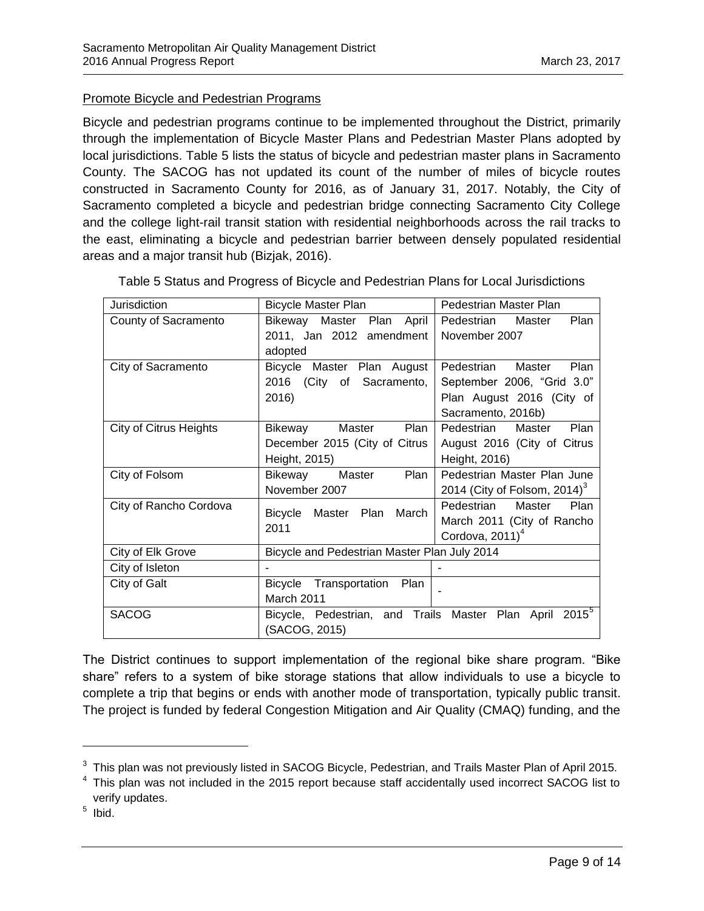Promote Bicycle and Pedestrian Programs

Bicycle and pedestrian programs continue to be implemented throughout the District, primarily through the implementation of Bicycle Master Plans and Pedestrian Master Plans adopted by local jurisdictions. Table 5 lists the status of bicycle and pedestrian master plans in Sacramento County. The SACOG has not updated its count of the number of miles of bicycle routes constructed in Sacramento County for 2016, as of January 31, 2017. Notably, the City of Sacramento completed a bicycle and pedestrian bridge connecting Sacramento City College and the college light-rail transit station with residential neighborhoods across the rail tracks to the east, eliminating a bicycle and pedestrian barrier between densely populated residential areas and a major transit hub (Bizjak, 2016).

Table 5 Status and Progress of Bicycle and Pedestrian Plans for Local Jurisdictions

| Jurisdiction | Bicycle Master Plan | Pedestrian Master Plan |
|---|---|---|
| County of Sacramento | Bikeway Master Plan April 2011, Jan 2012 amendment adopted | Pedestrian Master Plan November 2007 |
| City of Sacramento | Bicycle Master Plan August 2016 (City of Sacramento, 2016) | Pedestrian Master Plan September 2006, "Grid 3.0" Plan August 2016 (City of Sacramento, 2016b) |
| City of Citrus Heights | Bikeway Master Plan December 2015 (City of Citrus Height, 2015) | Pedestrian Master Plan August 2016 (City of Citrus Height, 2016) |
| City of Folsom | Bikeway Master Plan November 2007 | Pedestrian Master Plan June 2014 (City of Folsom, 2014)[3] |
| City of Rancho Cordova | Bicycle Master Plan March 2011 | Pedestrian Master Plan March 2011 (City of Rancho Cordova, 2011)[4] |
| City of Elk Grove | Bicycle and Pedestrian Master Plan July 2014 | |
| City of Isleton | - | - |
| City of Galt | Bicycle Transportation Plan March 2011 | - |
| SACOG | Bicycle, Pedestrian, and Trails Master Plan April 2015[5] (SACOG, 2015) | |

The District continues to support implementation of the regional bike share program. "Bike share" refers to a system of bike storage stations that allow individuals to use a bicycle to complete a trip that begins or ends with another mode of transportation, typically public transit. The project is funded by federal Congestion Mitigation and Air Quality (CMAQ) funding, and the

[3] This plan was not previously listed in SACOG Bicycle, Pedestrian, and Trails Master Plan of April 2015.

[4] This plan was not included in the 2015 report because staff accidentally used incorrect SACOG list to verify updates.

[5] Ibid.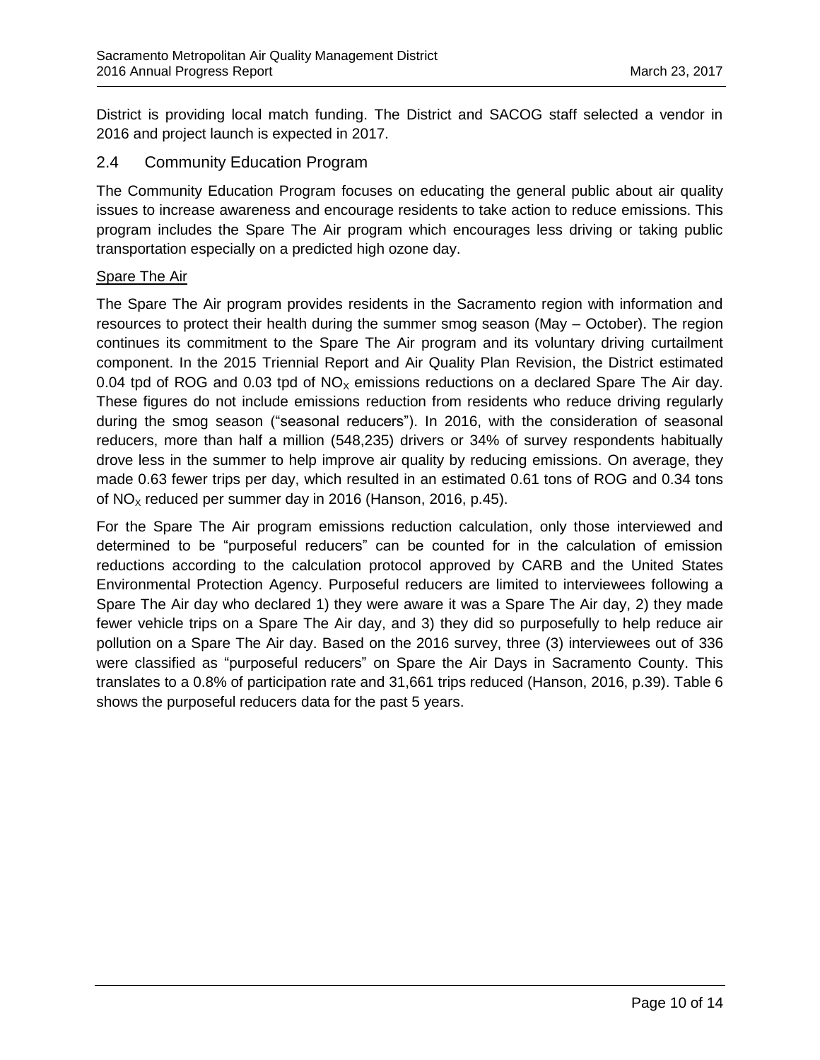District is providing local match funding. The District and SACOG staff selected a vendor in 2016 and project launch is expected in 2017.

## 2.4 Community Education Program

The Community Education Program focuses on educating the general public about air quality issues to increase awareness and encourage residents to take action to reduce emissions. This program includes the Spare The Air program which encourages less driving or taking public transportation especially on a predicted high ozone day.

### Spare The Air

The Spare The Air program provides residents in the Sacramento region with information and resources to protect their health during the summer smog season (May – October). The region continues its commitment to the Spare The Air program and its voluntary driving curtailment component. In the 2015 Triennial Report and Air Quality Plan Revision, the District estimated 0.04 tpd of ROG and 0.03 tpd of $NO_X$ emissions reductions on a declared Spare The Air day. These figures do not include emissions reduction from residents who reduce driving regularly during the smog season ("seasonal reducers"). In 2016, with the consideration of seasonal reducers, more than half a million (548,235) drivers or 34% of survey respondents habitually drove less in the summer to help improve air quality by reducing emissions. On average, they made 0.63 fewer trips per day, which resulted in an estimated 0.61 tons of ROG and 0.34 tons of $NO_X$ reduced per summer day in 2016 (Hanson, 2016, p.45).

For the Spare The Air program emissions reduction calculation, only those interviewed and determined to be "purposeful reducers" can be counted for in the calculation of emission reductions according to the calculation protocol approved by CARB and the United States Environmental Protection Agency. Purposeful reducers are limited to interviewees following a Spare The Air day who declared 1) they were aware it was a Spare The Air day, 2) they made fewer vehicle trips on a Spare The Air day, and 3) they did so purposefully to help reduce air pollution on a Spare The Air day. Based on the 2016 survey, three (3) interviewees out of 336 were classified as "purposeful reducers" on Spare the Air Days in Sacramento County. This translates to a 0.8% of participation rate and 31,661 trips reduced (Hanson, 2016, p.39). Table 6 shows the purposeful reducers data for the past 5 years.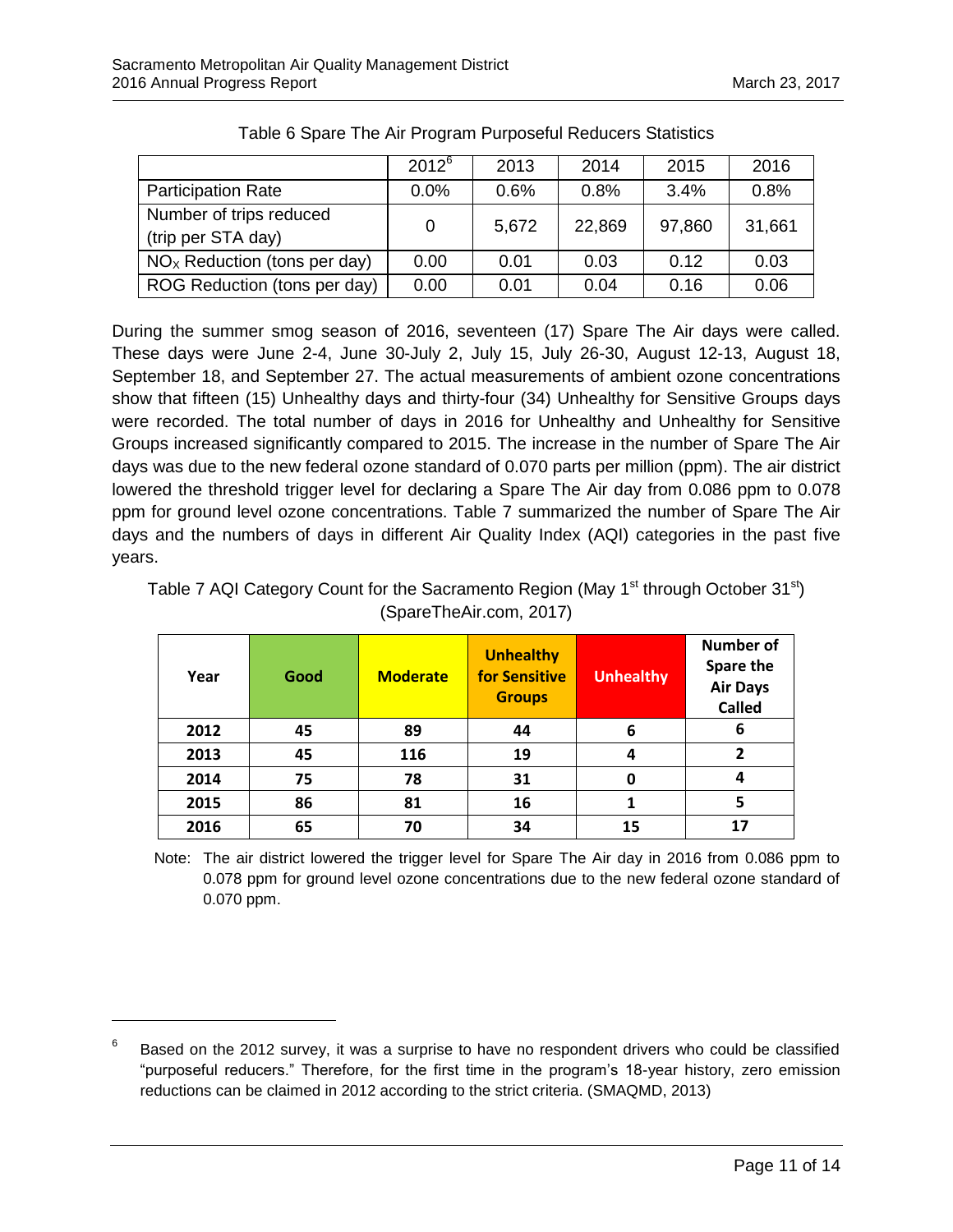Table 6 Spare The Air Program Purposeful Reducers Statistics

| | 2012[6] | 2013 | 2014 | 2015 | 2016 |
|---|---|---|---|---|---|
| Participation Rate | 0.0% | 0.6% | 0.8% | 3.4% | 0.8% |
| Number of trips reduced (trip per STA day) | 0 | 5,672 | 22,869 | 97,860 | 31,661 |
| $NO_X$ Reduction (tons per day) | 0.00 | 0.01 | 0.03 | 0.12 | 0.03 |
| ROG Reduction (tons per day) | 0.00 | 0.01 | 0.04 | 0.16 | 0.06 |

During the summer smog season of 2016, seventeen (17) Spare The Air days were called. These days were June 2-4, June 30-July 2, July 15, July 26-30, August 12-13, August 18, September 18, and September 27. The actual measurements of ambient ozone concentrations show that fifteen (15) Unhealthy days and thirty-four (34) Unhealthy for Sensitive Groups days were recorded. The total number of days in 2016 for Unhealthy and Unhealthy for Sensitive Groups increased significantly compared to 2015. The increase in the number of Spare The Air days was due to the new federal ozone standard of 0.070 parts per million (ppm). The air district lowered the threshold trigger level for declaring a Spare The Air day from 0.086 ppm to 0.078 ppm for ground level ozone concentrations. Table 7 summarized the number of Spare The Air days and the numbers of days in different Air Quality Index (AQI) categories in the past five years.

Table 7 AQI Category Count for the Sacramento Region (May 1st through October 31st) (SpareTheAir.com, 2017)

| **Year** | **Good** | **Moderate** | **Unhealthy for Sensitive Groups** | **Unhealthy** | **Number of Spare the Air Days Called** |
|---|---|---|---|---|---|
| **2012** | **45** | **89** | **44** | **6** | **6** |
| **2013** | **45** | **116** | **19** | **4** | **2** |
| **2014** | **75** | **78** | **31** | **0** | **4** |
| **2015** | **86** | **81** | **16** | **1** | **5** |
| **2016** | **65** | **70** | **34** | **15** | **17** |

Note: The air district lowered the trigger level for Spare The Air day in 2016 from 0.086 ppm to 0.078 ppm for ground level ozone concentrations due to the new federal ozone standard of 0.070 ppm.

[6] Based on the 2012 survey, it was a surprise to have no respondent drivers who could be classified "purposeful reducers." Therefore, for the first time in the program's 18-year history, zero emission reductions can be claimed in 2012 according to the strict criteria. (SMAQMD, 2013)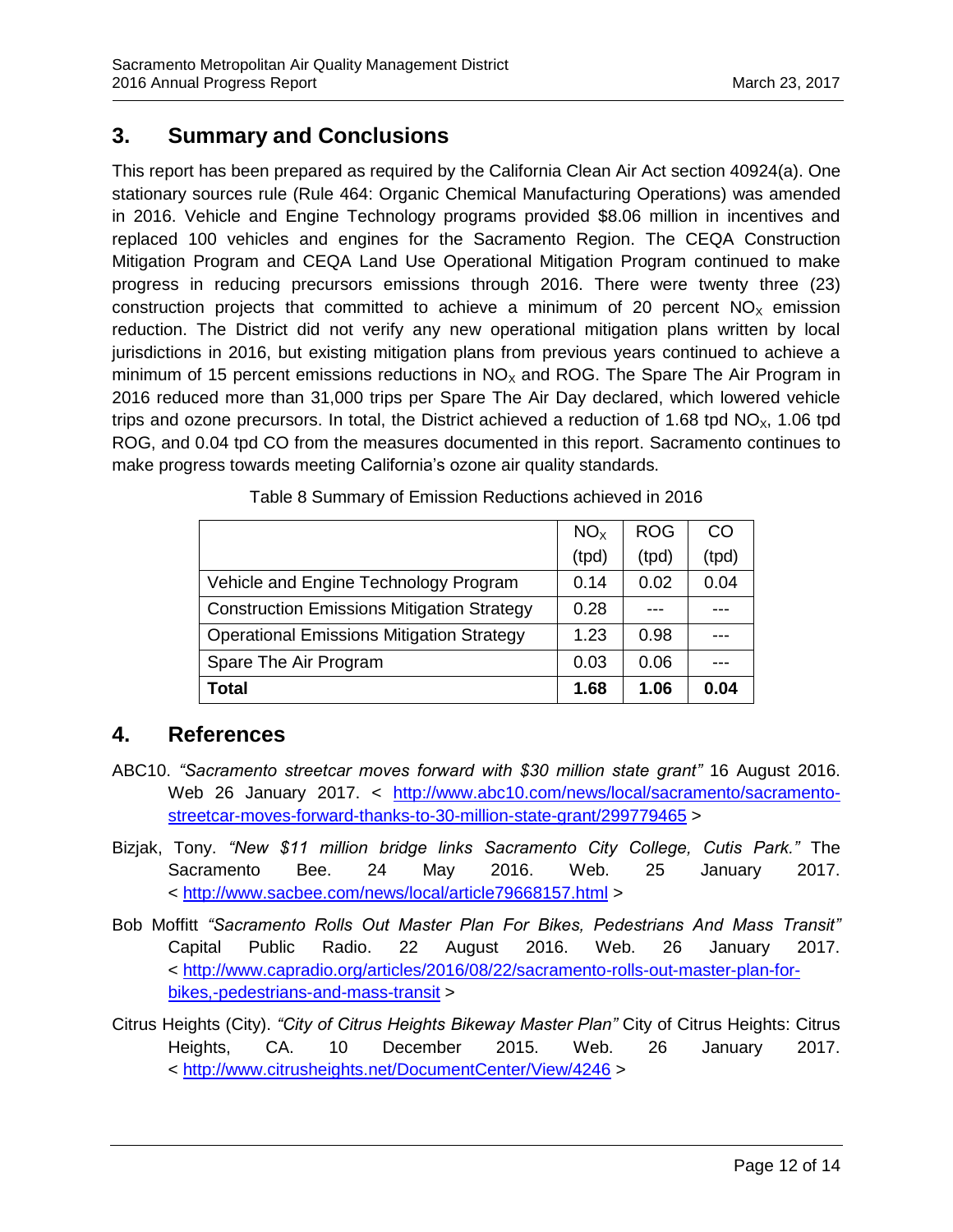## 3. Summary and Conclusions

This report has been prepared as required by the California Clean Air Act section 40924(a). One stationary sources rule (Rule 464: Organic Chemical Manufacturing Operations) was amended in 2016. Vehicle and Engine Technology programs provided $8.06 million in incentives and replaced 100 vehicles and engines for the Sacramento Region. The CEQA Construction Mitigation Program and CEQA Land Use Operational Mitigation Program continued to make progress in reducing precursors emissions through 2016. There were twenty three (23) construction projects that committed to achieve a minimum of 20 percent $NO_X$ emission reduction. The District did not verify any new operational mitigation plans written by local jurisdictions in 2016, but existing mitigation plans from previous years continued to achieve a minimum of 15 percent emissions reductions in $NO_X$ and ROG. The Spare The Air Program in 2016 reduced more than 31,000 trips per Spare The Air Day declared, which lowered vehicle trips and ozone precursors. In total, the District achieved a reduction of 1.68 tpd $NO_X$, 1.06 tpd ROG, and 0.04 tpd CO from the measures documented in this report. Sacramento continues to make progress towards meeting California's ozone air quality standards.

Table 8 Summary of Emission Reductions achieved in 2016

| | $NO_X$ (tpd) | ROG (tpd) | CO (tpd) |
|---|---|---|---|
| Vehicle and Engine Technology Program | 0.14 | 0.02 | 0.04 |
| Construction Emissions Mitigation Strategy | 0.28 | --- | --- |
| Operational Emissions Mitigation Strategy | 1.23 | 0.98 | --- |
| Spare The Air Program | 0.03 | 0.06 | --- |
| **Total** | **1.68** | **1.06** | **0.04** |

## 4. References

ABC10. *"Sacramento streetcar moves forward with $30 million state grant"* 16 August 2016. Web 26 January 2017. < http://www.abc10.com/news/local/sacramento/sacramento-streetcar-moves-forward-thanks-to-30-million-state-grant/299779465 >

Bizjak, Tony. *"New $11 million bridge links Sacramento City College, Cutis Park."* The Sacramento Bee. 24 May 2016. Web. 25 January 2017. < http://www.sacbee.com/news/local/article79668157.html >

Bob Moffitt *"Sacramento Rolls Out Master Plan For Bikes, Pedestrians And Mass Transit"* Capital Public Radio. 22 August 2016. Web. 26 January 2017. < http://www.capradio.org/articles/2016/08/22/sacramento-rolls-out-master-plan-for-bikes,-pedestrians-and-mass-transit >

Citrus Heights (City). *"City of Citrus Heights Bikeway Master Plan"* City of Citrus Heights: Citrus Heights, CA. 10 December 2015. Web. 26 January 2017. < http://www.citrusheights.net/DocumentCenter/View/4246 >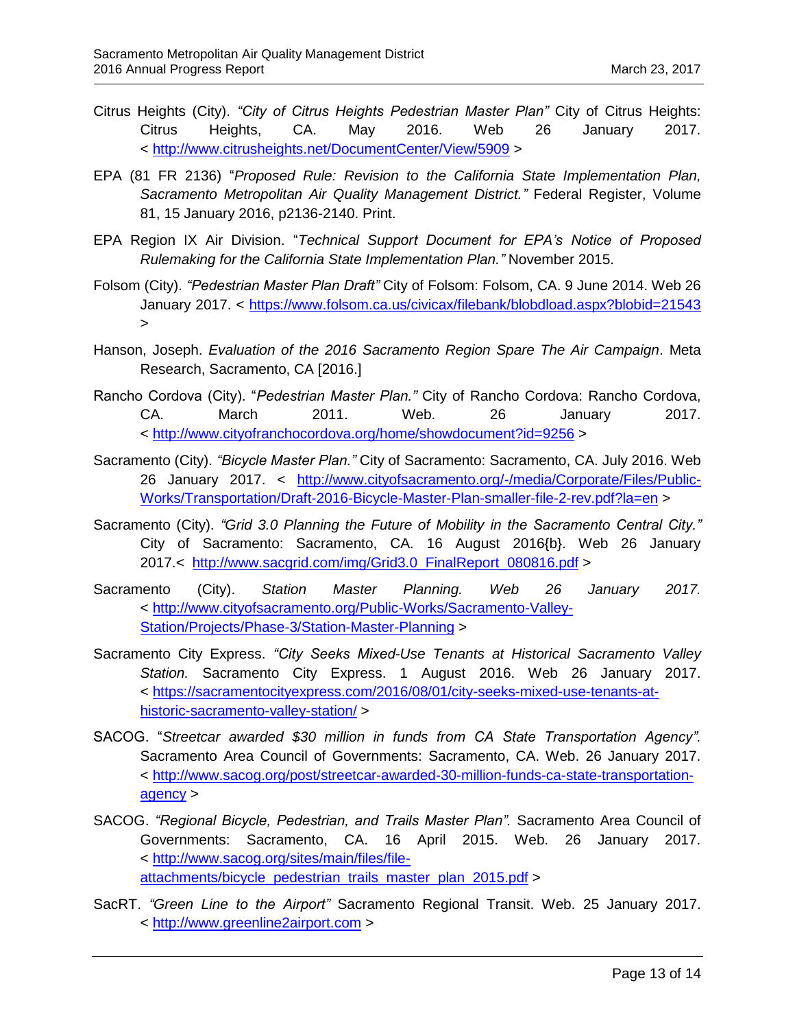Citrus Heights (City). *"City of Citrus Heights Pedestrian Master Plan"* City of Citrus Heights: Citrus Heights, CA. May 2016. Web 26 January 2017. < http://www.citrusheights.net/DocumentCenter/View/5909 >

EPA (81 FR 2136) "*Proposed Rule: Revision to the California State Implementation Plan, Sacramento Metropolitan Air Quality Management District."* Federal Register, Volume 81, 15 January 2016, p2136-2140. Print.

EPA Region IX Air Division. "*Technical Support Document for EPA's Notice of Proposed Rulemaking for the California State Implementation Plan."* November 2015.

Folsom (City). *"Pedestrian Master Plan Draft"* City of Folsom: Folsom, CA. 9 June 2014. Web 26 January 2017. < https://www.folsom.ca.us/civicax/filebank/blobdload.aspx?blobid=21543 >

Hanson, Joseph. *Evaluation of the 2016 Sacramento Region Spare The Air Campaign*. Meta Research, Sacramento, CA [2016.]

Rancho Cordova (City). "*Pedestrian Master Plan."* City of Rancho Cordova: Rancho Cordova, CA. March 2011. Web. 26 January 2017. < http://www.cityofranchocordova.org/home/showdocument?id=9256 >

Sacramento (City). *"Bicycle Master Plan."* City of Sacramento: Sacramento, CA. July 2016. Web 26 January 2017. < http://www.cityofsacramento.org/-/media/Corporate/Files/Public-Works/Transportation/Draft-2016-Bicycle-Master-Plan-smaller-file-2-rev.pdf?la=en >

Sacramento (City). *"Grid 3.0 Planning the Future of Mobility in the Sacramento Central City."* City of Sacramento: Sacramento, CA. 16 August 2016{b}. Web 26 January 2017.< http://www.sacgrid.com/img/Grid3.0_FinalReport_080816.pdf >

Sacramento (City). *Station Master Planning. Web 26 January 2017.* < http://www.cityofsacramento.org/Public-Works/Sacramento-Valley-Station/Projects/Phase-3/Station-Master-Planning >

Sacramento City Express. *"City Seeks Mixed-Use Tenants at Historical Sacramento Valley Station.* Sacramento City Express. 1 August 2016. Web 26 January 2017. < https://sacramentocityexpress.com/2016/08/01/city-seeks-mixed-use-tenants-at-historic-sacramento-valley-station/ >

SACOG. "*Streetcar awarded $30 million in funds from CA State Transportation Agency".* Sacramento Area Council of Governments: Sacramento, CA. Web. 26 January 2017. < http://www.sacog.org/post/streetcar-awarded-30-million-funds-ca-state-transportation-agency >

SACOG. *"Regional Bicycle, Pedestrian, and Trails Master Plan".* Sacramento Area Council of Governments: Sacramento, CA. 16 April 2015. Web. 26 January 2017. < http://www.sacog.org/sites/main/files/file-attachments/bicycle_pedestrian_trails_master_plan_2015.pdf >

SacRT. *"Green Line to the Airport"* Sacramento Regional Transit. Web. 25 January 2017. < http://www.greenline2airport.com >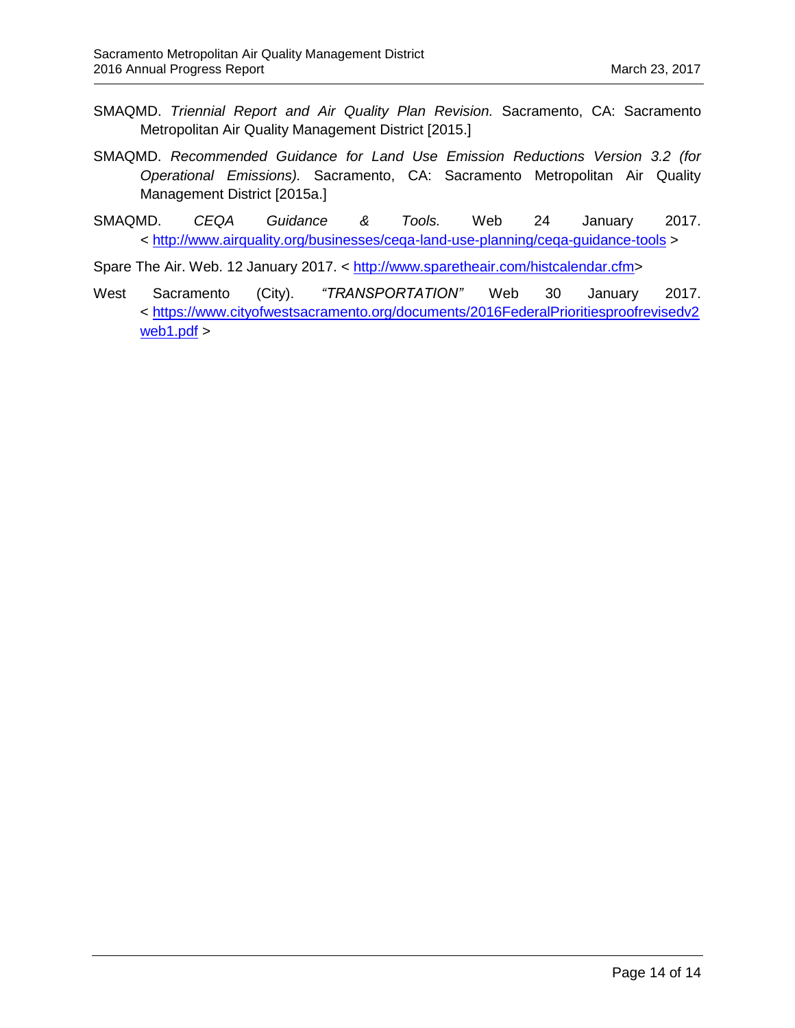SMAQMD. *Triennial Report and Air Quality Plan Revision.* Sacramento, CA: Sacramento Metropolitan Air Quality Management District [2015.]

SMAQMD. *Recommended Guidance for Land Use Emission Reductions Version 3.2 (for Operational Emissions).* Sacramento, CA: Sacramento Metropolitan Air Quality Management District [2015a.]

SMAQMD. *CEQA Guidance & Tools.* Web 24 January 2017. < http://www.airquality.org/businesses/ceqa-land-use-planning/ceqa-guidance-tools >

Spare The Air. Web. 12 January 2017. < http://www.sparetheair.com/histcalendar.cfm>

West Sacramento (City). *"TRANSPORTATION"* Web 30 January 2017. < https://www.cityofwestsacramento.org/documents/2016FederalPrioritiesproofrevisedv2web1.pdf >